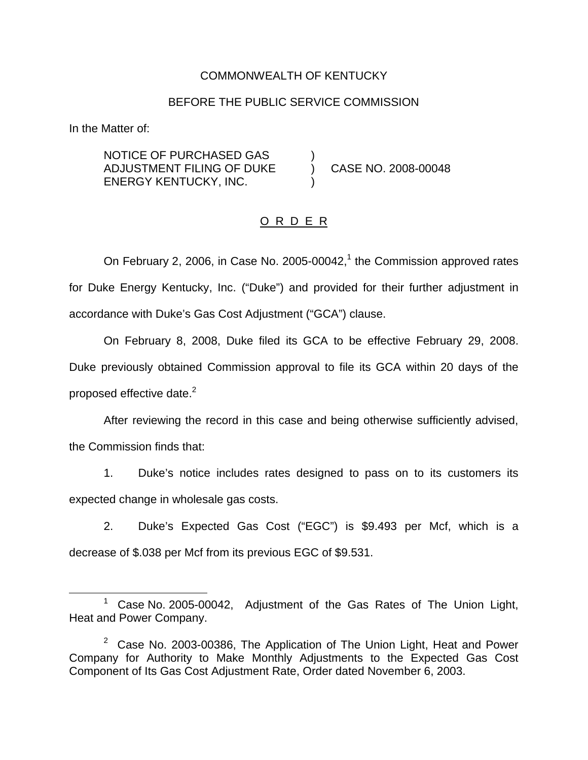COMMONWEALTH OF KENTUCKY

BEFORE THE PUBLIC SERVICE COMMISSION

In the Matter of:

| | | |
|---|---|---|
| NOTICE OF PURCHASED GAS ADJUSTMENT FILING OF DUKE ENERGY KENTUCKY, INC. | ) ) ) | CASE NO. 2008-00048 |

O R D E R

On February 2, 2006, in Case No. 2005-00042,[1] the Commission approved rates for Duke Energy Kentucky, Inc. ("Duke") and provided for their further adjustment in accordance with Duke's Gas Cost Adjustment ("GCA") clause.

On February 8, 2008, Duke filed its GCA to be effective February 29, 2008. Duke previously obtained Commission approval to file its GCA within 20 days of the proposed effective date.[2]

After reviewing the record in this case and being otherwise sufficiently advised, the Commission finds that:

1. Duke's notice includes rates designed to pass on to its customers its expected change in wholesale gas costs.

2. Duke's Expected Gas Cost ("EGC") is $9.493 per Mcf, which is a decrease of $.038 per Mcf from its previous EGC of $9.531.

[1] Case No. 2005-00042, Adjustment of the Gas Rates of The Union Light, Heat and Power Company.

[2] Case No. 2003-00386, The Application of The Union Light, Heat and Power Company for Authority to Make Monthly Adjustments to the Expected Gas Cost Component of Its Gas Cost Adjustment Rate, Order dated November 6, 2003.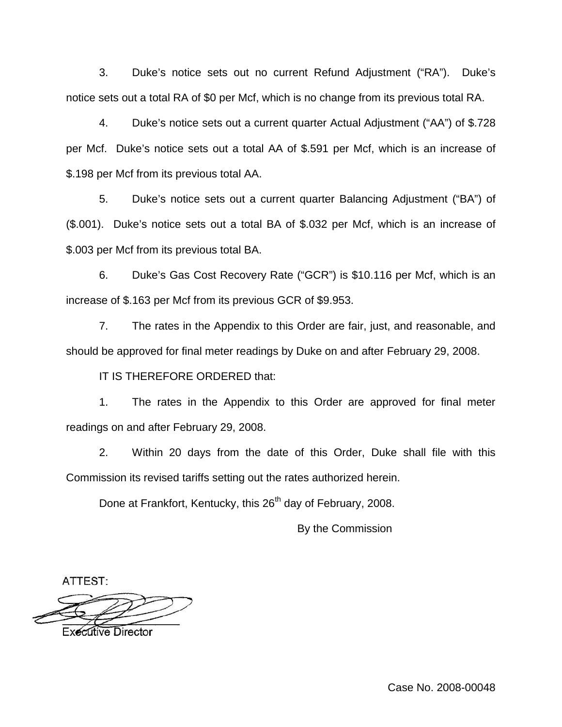3. Duke's notice sets out no current Refund Adjustment ("RA"). Duke's notice sets out a total RA of $0 per Mcf, which is no change from its previous total RA.

4. Duke's notice sets out a current quarter Actual Adjustment ("AA") of $.728 per Mcf. Duke's notice sets out a total AA of $.591 per Mcf, which is an increase of $.198 per Mcf from its previous total AA.

5. Duke's notice sets out a current quarter Balancing Adjustment ("BA") of ($.001). Duke's notice sets out a total BA of $.032 per Mcf, which is an increase of $.003 per Mcf from its previous total BA.

6. Duke's Gas Cost Recovery Rate ("GCR") is $10.116 per Mcf, which is an increase of $.163 per Mcf from its previous GCR of $9.953.

7. The rates in the Appendix to this Order are fair, just, and reasonable, and should be approved for final meter readings by Duke on and after February 29, 2008.

IT IS THEREFORE ORDERED that:

1. The rates in the Appendix to this Order are approved for final meter readings on and after February 29, 2008.

2. Within 20 days from the date of this Order, Duke shall file with this Commission its revised tariffs setting out the rates authorized herein.

Done at Frankfort, Kentucky, this 26th day of February, 2008.

By the Commission

ATTEST:

Executive Director

Case No. 2008-00048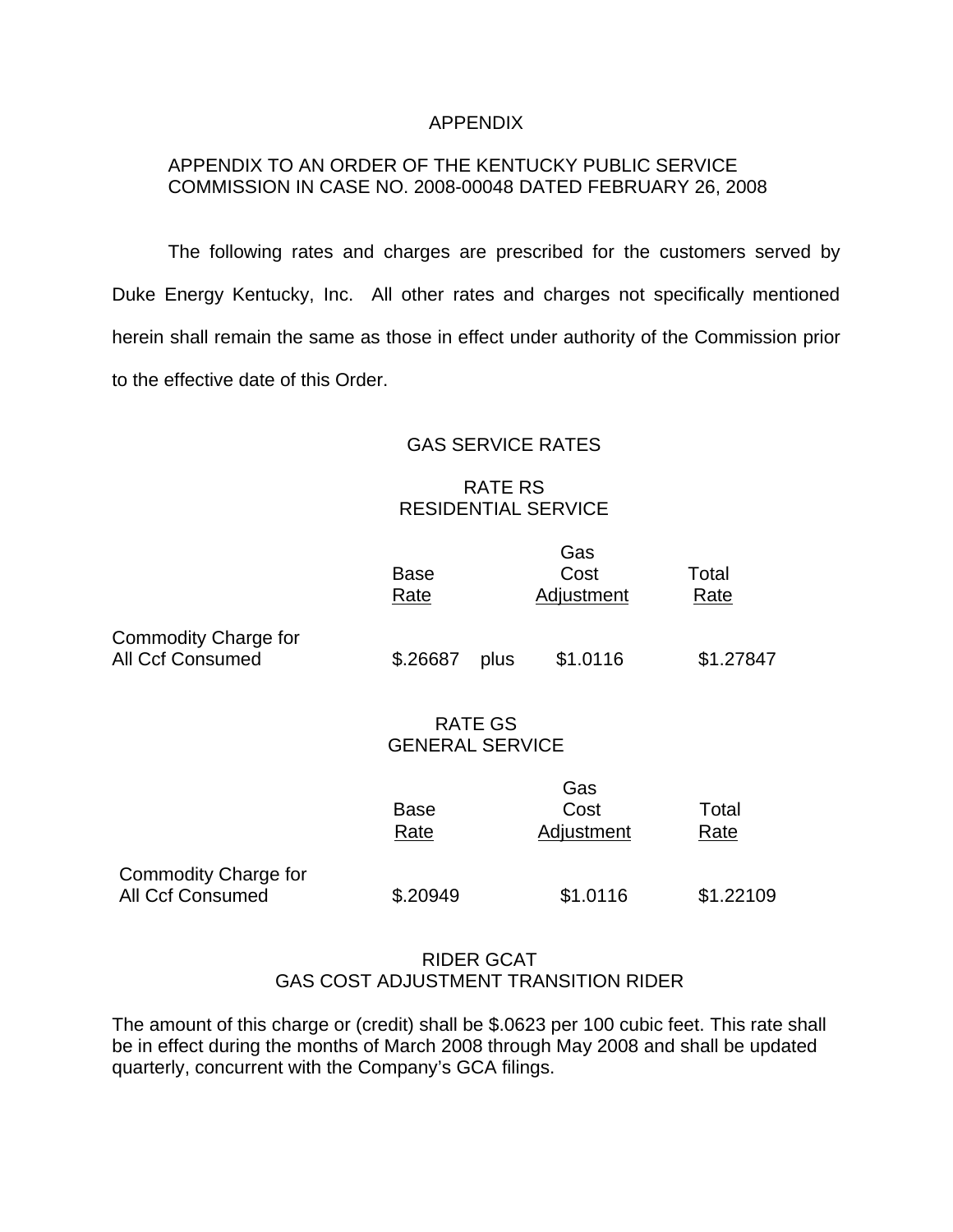# APPENDIX

APPENDIX TO AN ORDER OF THE KENTUCKY PUBLIC SERVICE COMMISSION IN CASE NO. 2008-00048 DATED FEBRUARY 26, 2008

The following rates and charges are prescribed for the customers served by Duke Energy Kentucky, Inc. All other rates and charges not specifically mentioned herein shall remain the same as those in effect under authority of the Commission prior to the effective date of this Order.

## GAS SERVICE RATES

### RATE RS
### RESIDENTIAL SERVICE

| | Base Rate | | Gas Cost Adjustment | Total Rate |
|---|---|---|---|---|
| Commodity Charge for All Ccf Consumed | $.26687 | plus | $1.0116 | $1.27847 |

### RATE GS
### GENERAL SERVICE

| | Base Rate | Gas Cost Adjustment | Total Rate |
|---|---|---|---|
| Commodity Charge for All Ccf Consumed | $.20949 | $1.0116 | $1.22109 |

### RIDER GCAT
### GAS COST ADJUSTMENT TRANSITION RIDER

The amount of this charge or (credit) shall be $.0623 per 100 cubic feet. This rate shall be in effect during the months of March 2008 through May 2008 and shall be updated quarterly, concurrent with the Company's GCA filings.